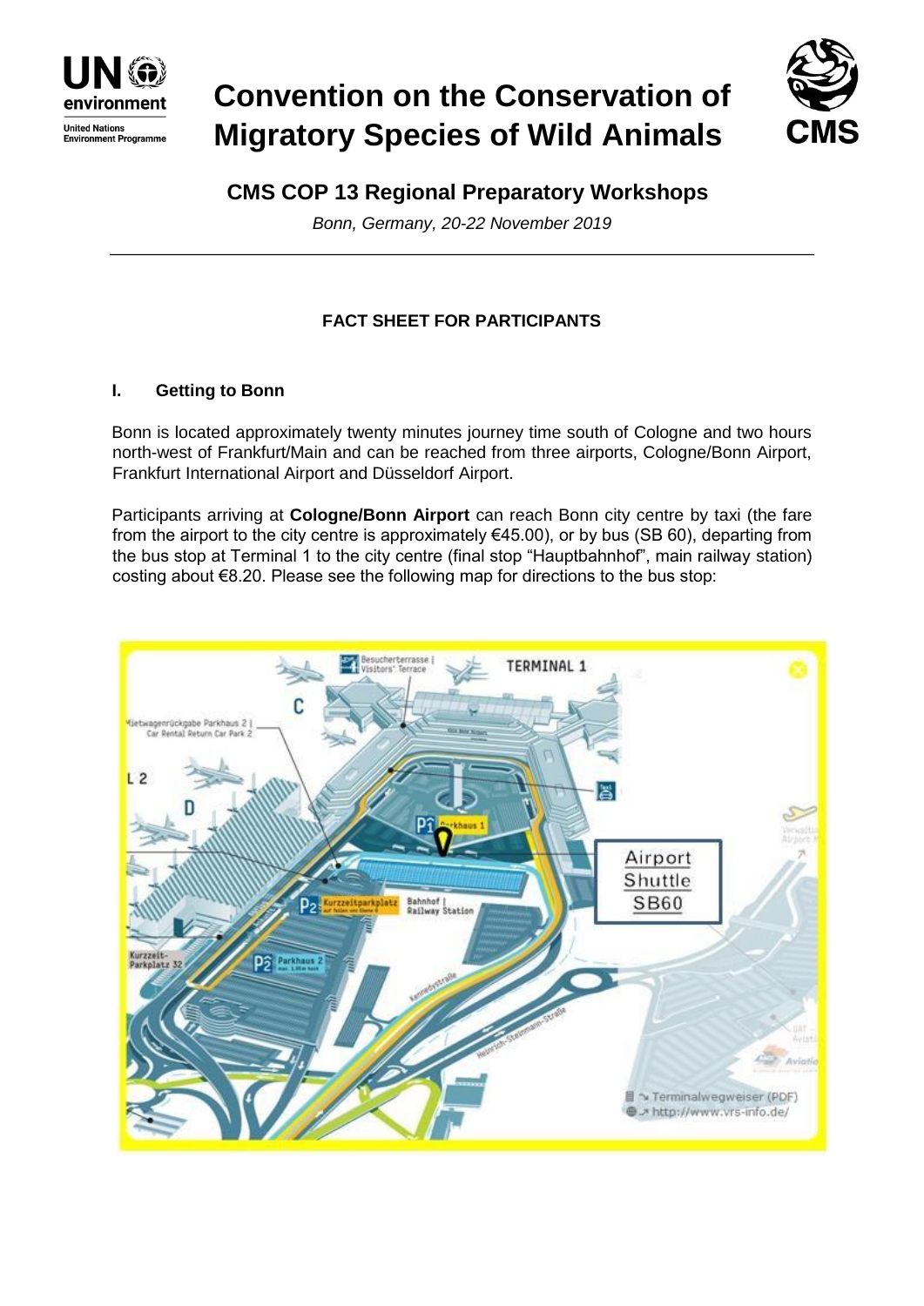# Convention on the Conservation of Migratory Species of Wild Animals

## CMS COP 13 Regional Preparatory Workshops

*Bonn, Germany, 20-22 November 2019*

### FACT SHEET FOR PARTICIPANTS

### I. Getting to Bonn

Bonn is located approximately twenty minutes journey time south of Cologne and two hours north-west of Frankfurt/Main and can be reached from three airports, Cologne/Bonn Airport, Frankfurt International Airport and Düsseldorf Airport.

Participants arriving at **Cologne/Bonn Airport** can reach Bonn city centre by taxi (the fare from the airport to the city centre is approximately €45.00), or by bus (SB 60), departing from the bus stop at Terminal 1 to the city centre (final stop "Hauptbahnhof", main railway station) costing about €8.20. Please see the following map for directions to the bus stop: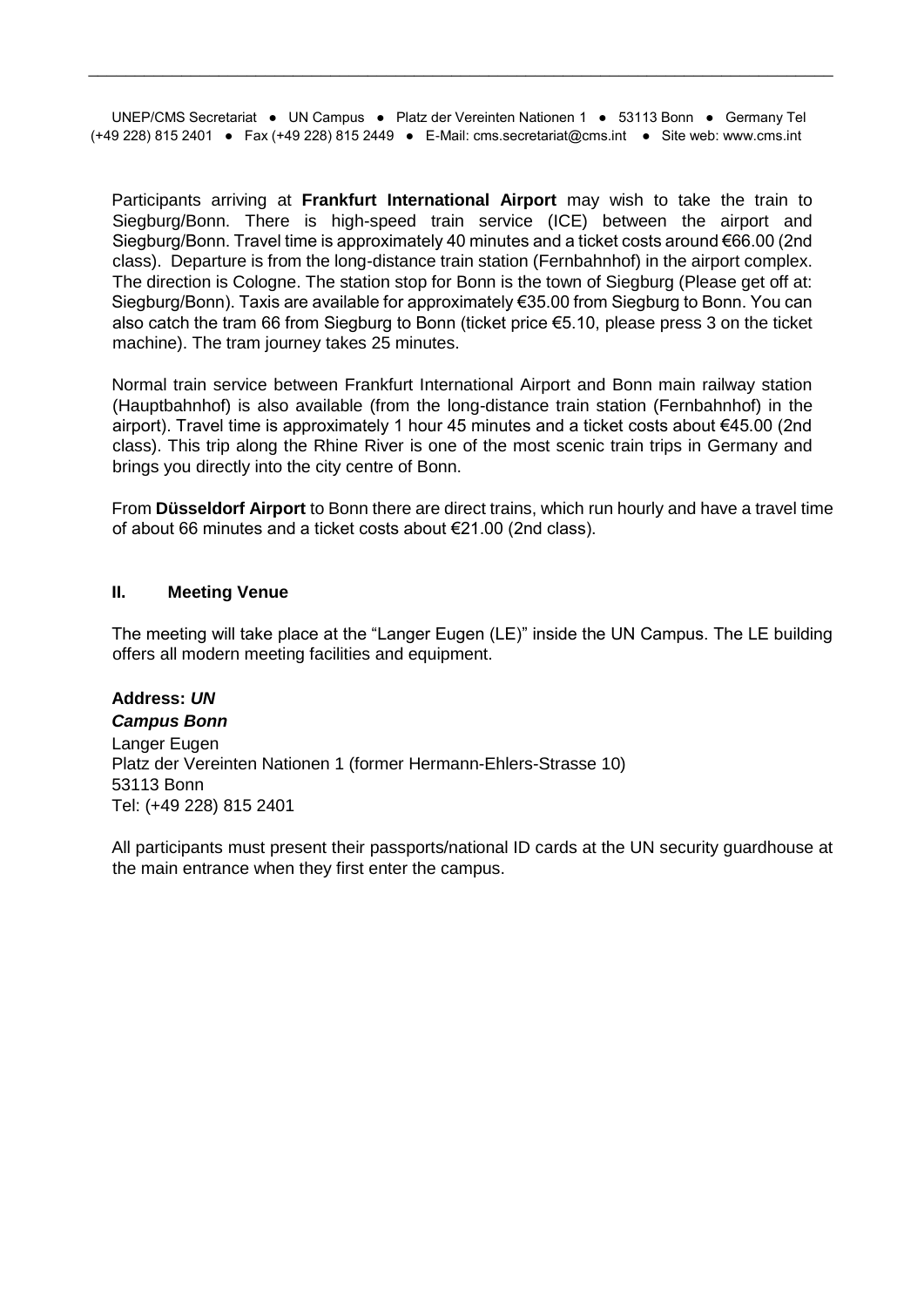Participants arriving at **Frankfurt International Airport** may wish to take the train to Siegburg/Bonn. There is high-speed train service (ICE) between the airport and Siegburg/Bonn. Travel time is approximately 40 minutes and a ticket costs around €66.00 (2nd class). Departure is from the long-distance train station (Fernbahnhof) in the airport complex. The direction is Cologne. The station stop for Bonn is the town of Siegburg (Please get off at: Siegburg/Bonn). Taxis are available for approximately €35.00 from Siegburg to Bonn. You can also catch the tram 66 from Siegburg to Bonn (ticket price €5.10, please press 3 on the ticket machine). The tram journey takes 25 minutes.

Normal train service between Frankfurt International Airport and Bonn main railway station (Hauptbahnhof) is also available (from the long-distance train station (Fernbahnhof) in the airport). Travel time is approximately 1 hour 45 minutes and a ticket costs about €45.00 (2nd class). This trip along the Rhine River is one of the most scenic train trips in Germany and brings you directly into the city centre of Bonn.

From **Düsseldorf Airport** to Bonn there are direct trains, which run hourly and have a travel time of about 66 minutes and a ticket costs about €21.00 (2nd class).

## II. Meeting Venue

The meeting will take place at the "Langer Eugen (LE)" inside the UN Campus. The LE building offers all modern meeting facilities and equipment.

**Address: *UN Campus Bonn***
Langer Eugen
Platz der Vereinten Nationen 1 (former Hermann-Ehlers-Strasse 10)
53113 Bonn
Tel: (+49 228) 815 2401

All participants must present their passports/national ID cards at the UN security guardhouse at the main entrance when they first enter the campus.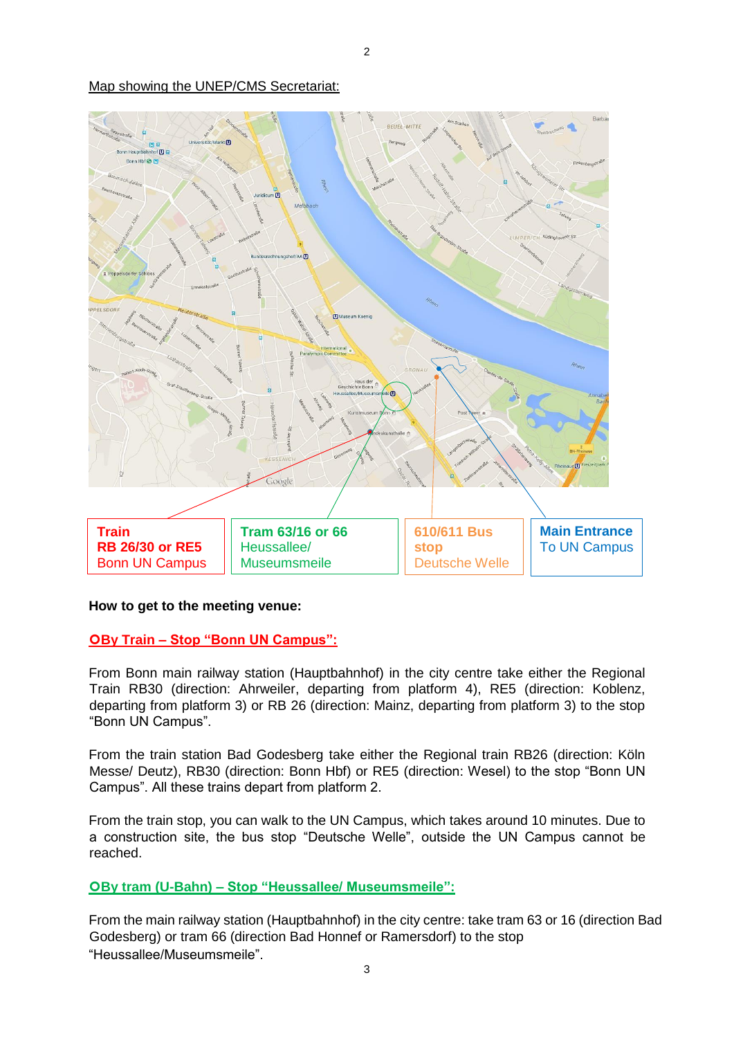Map showing the UNEP/CMS Secretariat:

**Train**
**RB 26/30 or RE5**
Bonn UN Campus

**Tram 63/16 or 66**
Heussallee/
Museumsmeile

**610/611 Bus stop**
Deutsche Welle

**Main Entrance**
To UN Campus

**How to get to the meeting venue:**

**OBy Train – Stop "Bonn UN Campus":**

From Bonn main railway station (Hauptbahnhof) in the city centre take either the Regional Train RB30 (direction: Ahrweiler, departing from platform 4), RE5 (direction: Koblenz, departing from platform 3) or RB 26 (direction: Mainz, departing from platform 3) to the stop "Bonn UN Campus".

From the train station Bad Godesberg take either the Regional train RB26 (direction: Köln Messe/ Deutz), RB30 (direction: Bonn Hbf) or RE5 (direction: Wesel) to the stop "Bonn UN Campus". All these trains depart from platform 2.

From the train stop, you can walk to the UN Campus, which takes around 10 minutes. Due to a construction site, the bus stop "Deutsche Welle", outside the UN Campus cannot be reached.

**OBy tram (U-Bahn) – Stop "Heussallee/ Museumsmeile":**

From the main railway station (Hauptbahnhof) in the city centre: take tram 63 or 16 (direction Bad Godesberg) or tram 66 (direction Bad Honnef or Ramersdorf) to the stop "Heussallee/Museumsmeile".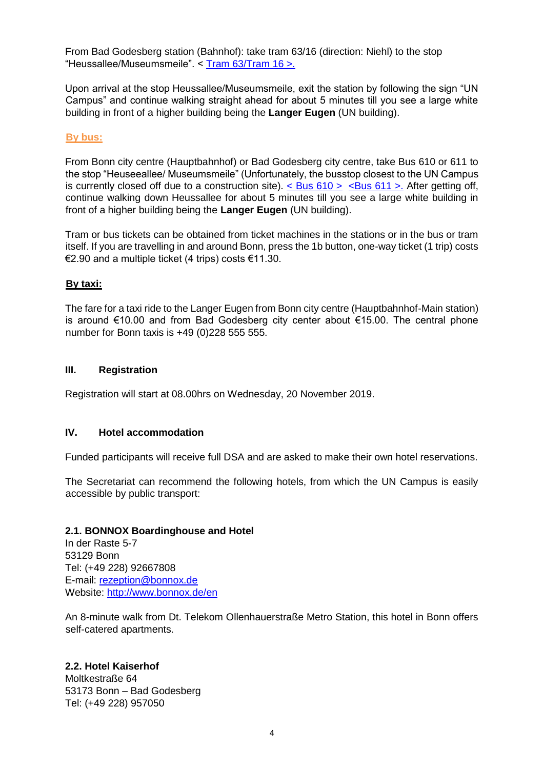From Bad Godesberg station (Bahnhof): take tram 63/16 (direction: Niehl) to the stop "Heussallee/Museumsmeile". < [Tram 63/Tram 16 >.]

Upon arrival at the stop Heussallee/Museumsmeile, exit the station by following the sign "UN Campus" and continue walking straight ahead for about 5 minutes till you see a large white building in front of a higher building being the **Langer Eugen** (UN building).

**By bus:**

From Bonn city centre (Hauptbahnhof) or Bad Godesberg city centre, take Bus 610 or 611 to the stop "Heuseeallee/ Museumsmeile" (Unfortunately, the busstop closest to the UN Campus is currently closed off due to a construction site). < Bus 610 > <Bus 611 >. After getting off, continue walking down Heussallee for about 5 minutes till you see a large white building in front of a higher building being the **Langer Eugen** (UN building).

Tram or bus tickets can be obtained from ticket machines in the stations or in the bus or tram itself. If you are travelling in and around Bonn, press the 1b button, one-way ticket (1 trip) costs €2.90 and a multiple ticket (4 trips) costs €11.30.

**By taxi:**

The fare for a taxi ride to the Langer Eugen from Bonn city centre (Hauptbahnhof-Main station) is around €10.00 and from Bad Godesberg city center about €15.00. The central phone number for Bonn taxis is +49 (0)228 555 555.

## III. Registration

Registration will start at 08.00hrs on Wednesday, 20 November 2019.

## IV. Hotel accommodation

Funded participants will receive full DSA and are asked to make their own hotel reservations.

The Secretariat can recommend the following hotels, from which the UN Campus is easily accessible by public transport:

**2.1. BONNOX Boardinghouse and Hotel**
In der Raste 5-7
53129 Bonn
Tel: (+49 228) 92667808
E-mail: rezeption@bonnox.de
Website: http://www.bonnox.de/en

An 8-minute walk from Dt. Telekom Ollenhauerstraße Metro Station, this hotel in Bonn offers self-catered apartments.

**2.2. Hotel Kaiserhof**
Moltkestraße 64
53173 Bonn – Bad Godesberg
Tel: (+49 228) 957050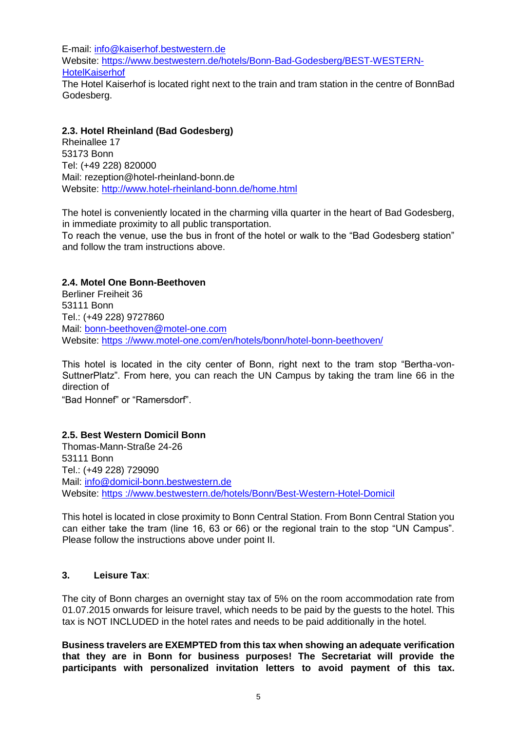E-mail: info@kaiserhof.bestwestern.de
Website: https://www.bestwestern.de/hotels/Bonn-Bad-Godesberg/BEST-WESTERN-HotelKaiserhof
The Hotel Kaiserhof is located right next to the train and tram station in the centre of BonnBad Godesberg.

### 2.3. Hotel Rheinland (Bad Godesberg)

Rheinallee 17
53173 Bonn
Tel: (+49 228) 820000
Mail: rezeption@hotel-rheinland-bonn.de
Website: http://www.hotel-rheinland-bonn.de/home.html

The hotel is conveniently located in the charming villa quarter in the heart of Bad Godesberg, in immediate proximity to all public transportation.
To reach the venue, use the bus in front of the hotel or walk to the "Bad Godesberg station" and follow the tram instructions above.

### 2.4. Motel One Bonn-Beethoven

Berliner Freiheit 36
53111 Bonn
Tel.: (+49 228) 9727860
Mail: bonn-beethoven@motel-one.com
Website: https ://www.motel-one.com/en/hotels/bonn/hotel-bonn-beethoven/

This hotel is located in the city center of Bonn, right next to the tram stop "Bertha-von-SuttnerPlatz". From here, you can reach the UN Campus by taking the tram line 66 in the direction of
"Bad Honnef" or "Ramersdorf".

### 2.5. Best Western Domicil Bonn

Thomas-Mann-Straße 24-26
53111 Bonn
Tel.: (+49 228) 729090
Mail: info@domicil-bonn.bestwestern.de
Website: https ://www.bestwestern.de/hotels/Bonn/Best-Western-Hotel-Domicil

This hotel is located in close proximity to Bonn Central Station. From Bonn Central Station you can either take the tram (line 16, 63 or 66) or the regional train to the stop "UN Campus". Please follow the instructions above under point II.

## 3. Leisure Tax:

The city of Bonn charges an overnight stay tax of 5% on the room accommodation rate from 01.07.2015 onwards for leisure travel, which needs to be paid by the guests to the hotel. This tax is NOT INCLUDED in the hotel rates and needs to be paid additionally in the hotel.

**Business travelers are EXEMPTED from this tax when showing an adequate verification that they are in Bonn for business purposes! The Secretariat will provide the participants with personalized invitation letters to avoid payment of this tax.**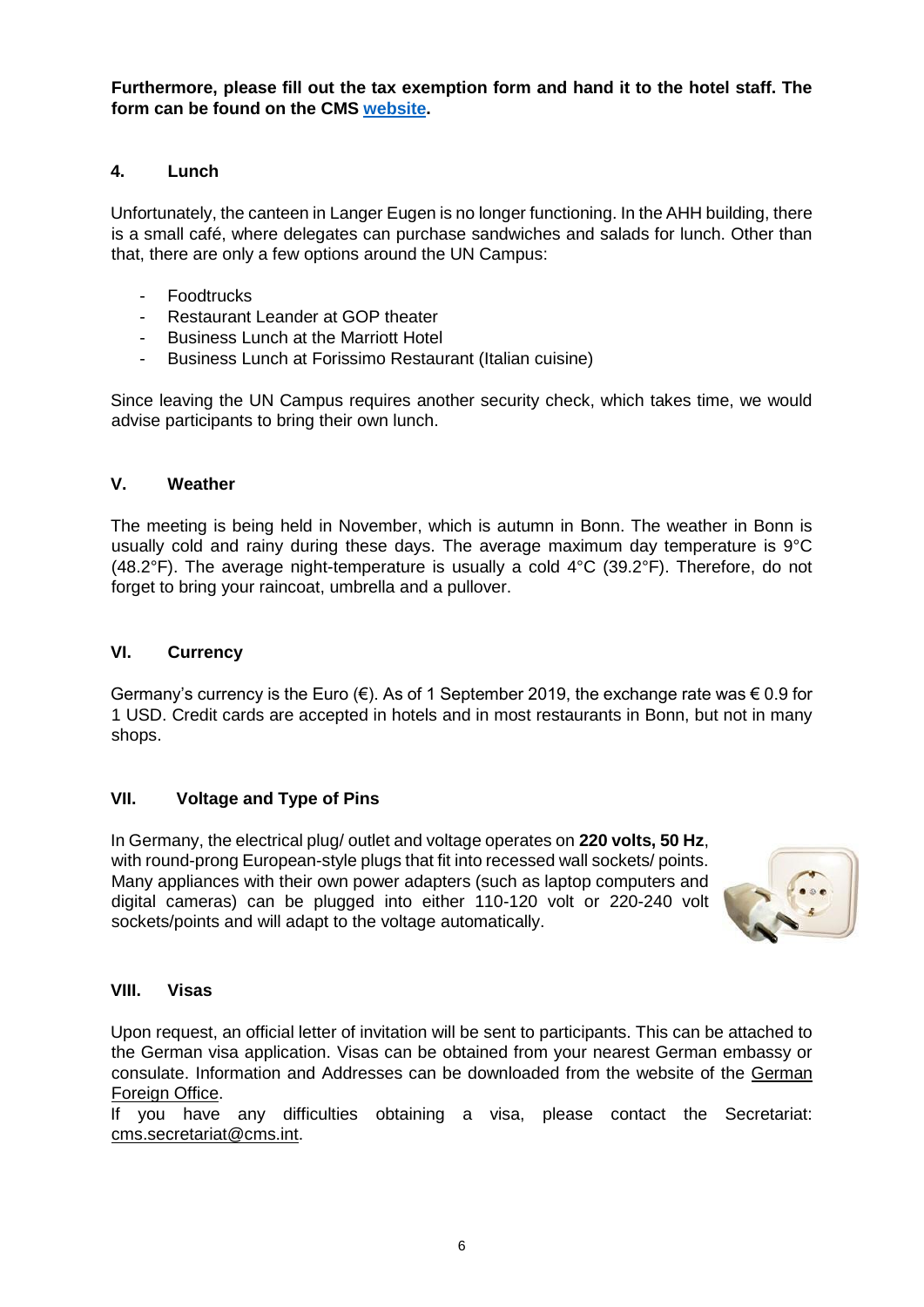**Furthermore, please fill out the tax exemption form and hand it to the hotel staff. The form can be found on the CMS website.**

## 4. Lunch

Unfortunately, the canteen in Langer Eugen is no longer functioning. In the AHH building, there is a small café, where delegates can purchase sandwiches and salads for lunch. Other than that, there are only a few options around the UN Campus:

- Foodtrucks
- Restaurant Leander at GOP theater
- Business Lunch at the Marriott Hotel
- Business Lunch at Forissimo Restaurant (Italian cuisine)

Since leaving the UN Campus requires another security check, which takes time, we would advise participants to bring their own lunch.

## V. Weather

The meeting is being held in November, which is autumn in Bonn. The weather in Bonn is usually cold and rainy during these days. The average maximum day temperature is 9°C (48.2°F). The average night-temperature is usually a cold 4°C (39.2°F). Therefore, do not forget to bring your raincoat, umbrella and a pullover.

## VI. Currency

Germany's currency is the Euro (€). As of 1 September 2019, the exchange rate was € 0.9 for 1 USD. Credit cards are accepted in hotels and in most restaurants in Bonn, but not in many shops.

## VII. Voltage and Type of Pins

In Germany, the electrical plug/ outlet and voltage operates on **220 volts, 50 Hz**, with round-prong European-style plugs that fit into recessed wall sockets/ points. Many appliances with their own power adapters (such as laptop computers and digital cameras) can be plugged into either 110-120 volt or 220-240 volt sockets/points and will adapt to the voltage automatically.

## VIII. Visas

Upon request, an official letter of invitation will be sent to participants. This can be attached to the German visa application. Visas can be obtained from your nearest German embassy or consulate. Information and Addresses can be downloaded from the website of the German Foreign Office.

If you have any difficulties obtaining a visa, please contact the Secretariat: cms.secretariat@cms.int.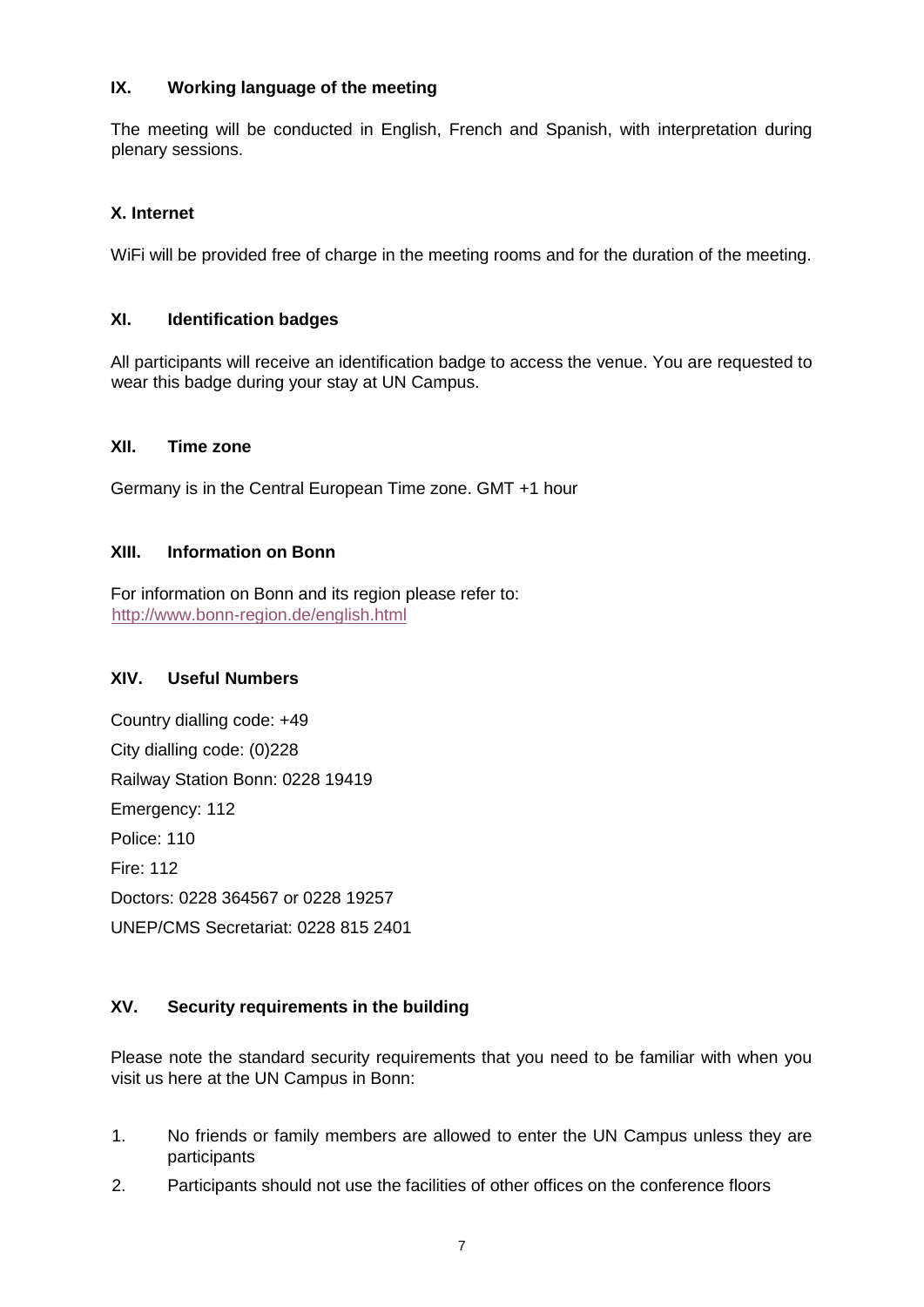## IX. Working language of the meeting

The meeting will be conducted in English, French and Spanish, with interpretation during plenary sessions.

## X. Internet

WiFi will be provided free of charge in the meeting rooms and for the duration of the meeting.

## XI. Identification badges

All participants will receive an identification badge to access the venue. You are requested to wear this badge during your stay at UN Campus.

## XII. Time zone

Germany is in the Central European Time zone. GMT +1 hour

## XIII. Information on Bonn

For information on Bonn and its region please refer to:
http://www.bonn-region.de/english.html

## XIV. Useful Numbers

Country dialling code: +49

City dialling code: (0)228

Railway Station Bonn: 0228 19419

Emergency: 112

Police: 110

Fire: 112

Doctors: 0228 364567 or 0228 19257

UNEP/CMS Secretariat: 0228 815 2401

## XV. Security requirements in the building

Please note the standard security requirements that you need to be familiar with when you visit us here at the UN Campus in Bonn:

1. No friends or family members are allowed to enter the UN Campus unless they are participants
2. Participants should not use the facilities of other offices on the conference floors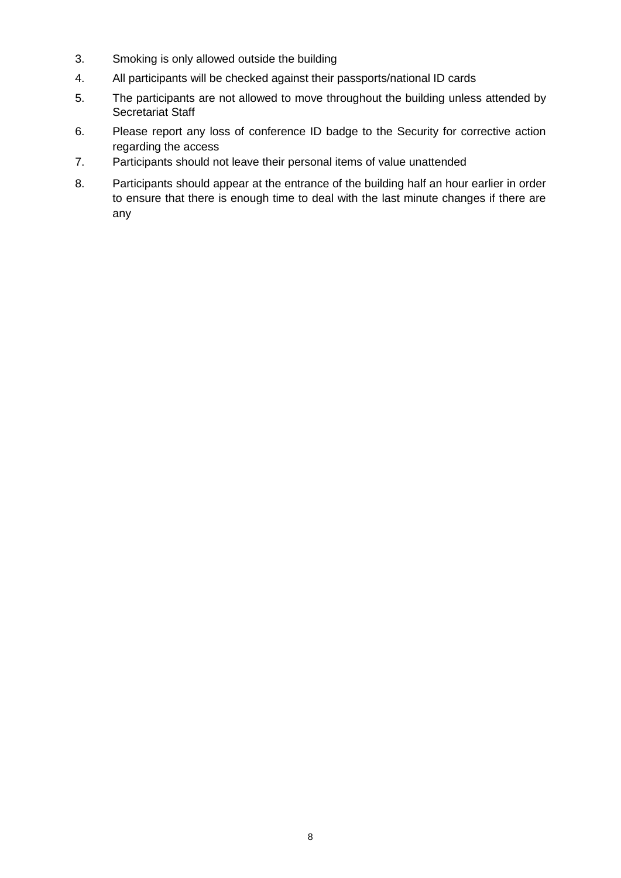3. Smoking is only allowed outside the building
4. All participants will be checked against their passports/national ID cards
5. The participants are not allowed to move throughout the building unless attended by Secretariat Staff
6. Please report any loss of conference ID badge to the Security for corrective action regarding the access
7. Participants should not leave their personal items of value unattended
8. Participants should appear at the entrance of the building half an hour earlier in order to ensure that there is enough time to deal with the last minute changes if there are any